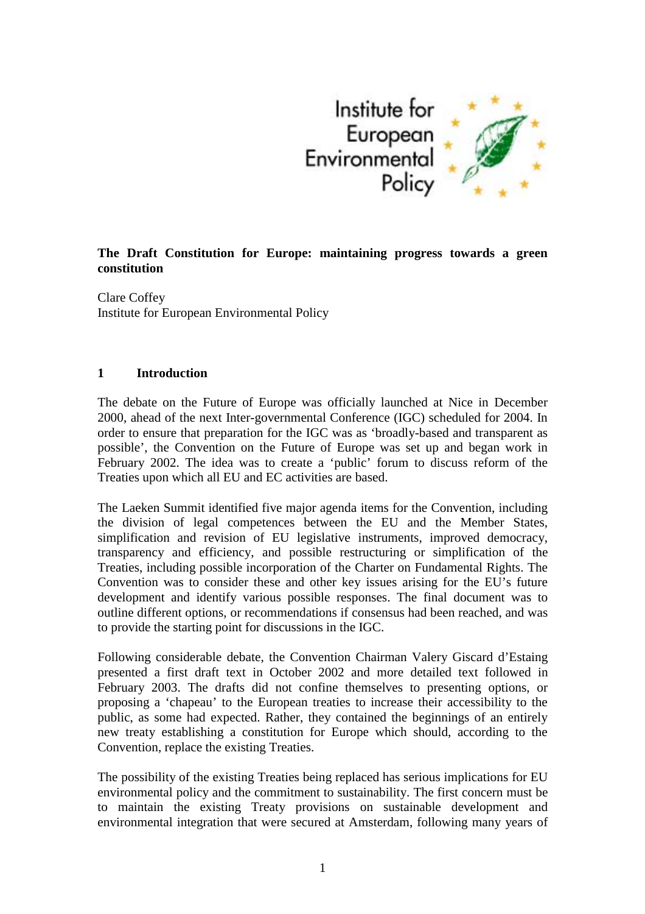Institute for European Environmental Policy

**The Draft Constitution for Europe: maintaining progress towards a green constitution**

Clare Coffey
Institute for European Environmental Policy

## 1 Introduction

The debate on the Future of Europe was officially launched at Nice in December 2000, ahead of the next Inter-governmental Conference (IGC) scheduled for 2004. In order to ensure that preparation for the IGC was as 'broadly-based and transparent as possible', the Convention on the Future of Europe was set up and began work in February 2002. The idea was to create a 'public' forum to discuss reform of the Treaties upon which all EU and EC activities are based.

The Laeken Summit identified five major agenda items for the Convention, including the division of legal competences between the EU and the Member States, simplification and revision of EU legislative instruments, improved democracy, transparency and efficiency, and possible restructuring or simplification of the Treaties, including possible incorporation of the Charter on Fundamental Rights. The Convention was to consider these and other key issues arising for the EU's future development and identify various possible responses. The final document was to outline different options, or recommendations if consensus had been reached, and was to provide the starting point for discussions in the IGC.

Following considerable debate, the Convention Chairman Valery Giscard d'Estaing presented a first draft text in October 2002 and more detailed text followed in February 2003. The drafts did not confine themselves to presenting options, or proposing a 'chapeau' to the European treaties to increase their accessibility to the public, as some had expected. Rather, they contained the beginnings of an entirely new treaty establishing a constitution for Europe which should, according to the Convention, replace the existing Treaties.

The possibility of the existing Treaties being replaced has serious implications for EU environmental policy and the commitment to sustainability. The first concern must be to maintain the existing Treaty provisions on sustainable development and environmental integration that were secured at Amsterdam, following many years of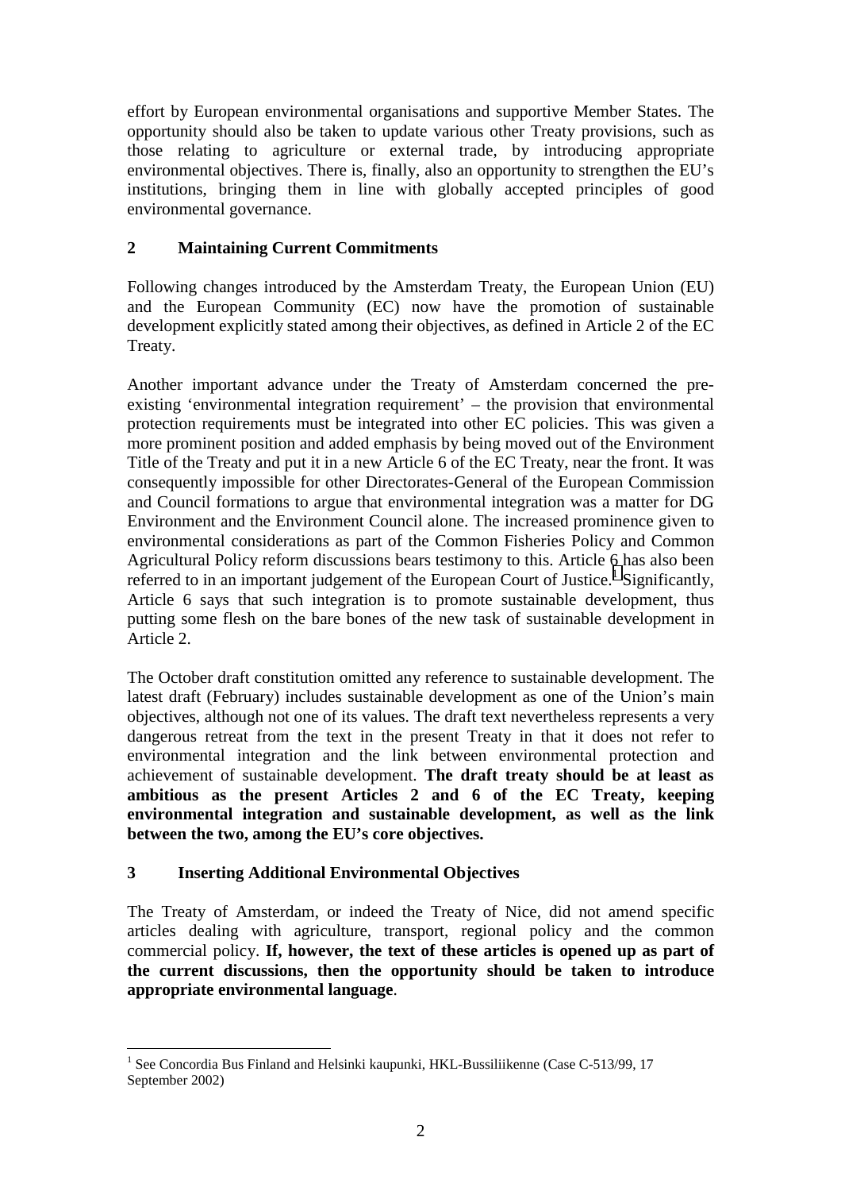effort by European environmental organisations and supportive Member States. The opportunity should also be taken to update various other Treaty provisions, such as those relating to agriculture or external trade, by introducing appropriate environmental objectives. There is, finally, also an opportunity to strengthen the EU's institutions, bringing them in line with globally accepted principles of good environmental governance.

## 2 Maintaining Current Commitments

Following changes introduced by the Amsterdam Treaty, the European Union (EU) and the European Community (EC) now have the promotion of sustainable development explicitly stated among their objectives, as defined in Article 2 of the EC Treaty.

Another important advance under the Treaty of Amsterdam concerned the pre-existing 'environmental integration requirement' – the provision that environmental protection requirements must be integrated into other EC policies. This was given a more prominent position and added emphasis by being moved out of the Environment Title of the Treaty and put it in a new Article 6 of the EC Treaty, near the front. It was consequently impossible for other Directorates-General of the European Commission and Council formations to argue that environmental integration was a matter for DG Environment and the Environment Council alone. The increased prominence given to environmental considerations as part of the Common Fisheries Policy and Common Agricultural Policy reform discussions bears testimony to this. Article 6 has also been referred to in an important judgement of the European Court of Justice.[1] Significantly, Article 6 says that such integration is to promote sustainable development, thus putting some flesh on the bare bones of the new task of sustainable development in Article 2.

The October draft constitution omitted any reference to sustainable development. The latest draft (February) includes sustainable development as one of the Union's main objectives, although not one of its values. The draft text nevertheless represents a very dangerous retreat from the text in the present Treaty in that it does not refer to environmental integration and the link between environmental protection and achievement of sustainable development. **The draft treaty should be at least as ambitious as the present Articles 2 and 6 of the EC Treaty, keeping environmental integration and sustainable development, as well as the link between the two, among the EU's core objectives.**

## 3 Inserting Additional Environmental Objectives

The Treaty of Amsterdam, or indeed the Treaty of Nice, did not amend specific articles dealing with agriculture, transport, regional policy and the common commercial policy. **If, however, the text of these articles is opened up as part of the current discussions, then the opportunity should be taken to introduce appropriate environmental language**.

---

[1] See Concordia Bus Finland and Helsinki kaupunki, HKL-Bussiliikenne (Case C-513/99, 17 September 2002)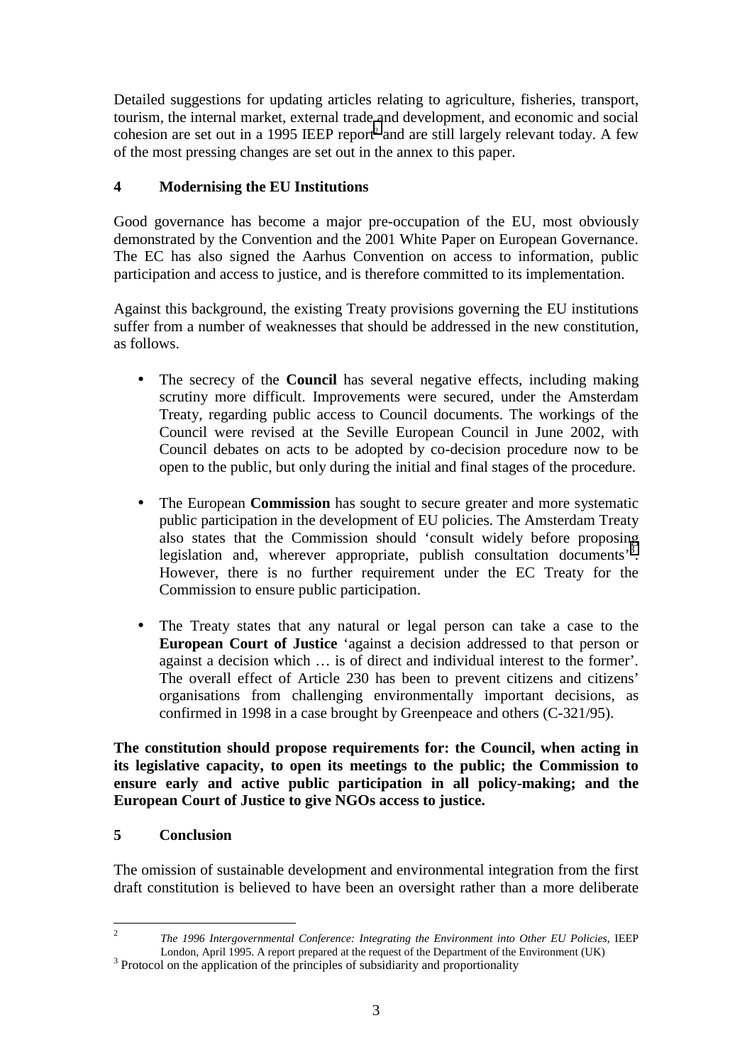Detailed suggestions for updating articles relating to agriculture, fisheries, transport, tourism, the internal market, external trade and development, and economic and social cohesion are set out in a 1995 IEEP report[2] and are still largely relevant today. A few of the most pressing changes are set out in the annex to this paper.

## 4 Modernising the EU Institutions

Good governance has become a major pre-occupation of the EU, most obviously demonstrated by the Convention and the 2001 White Paper on European Governance. The EC has also signed the Aarhus Convention on access to information, public participation and access to justice, and is therefore committed to its implementation.

Against this background, the existing Treaty provisions governing the EU institutions suffer from a number of weaknesses that should be addressed in the new constitution, as follows.

- The secrecy of the **Council** has several negative effects, including making scrutiny more difficult. Improvements were secured, under the Amsterdam Treaty, regarding public access to Council documents. The workings of the Council were revised at the Seville European Council in June 2002, with Council debates on acts to be adopted by co-decision procedure now to be open to the public, but only during the initial and final stages of the procedure.

- The European **Commission** has sought to secure greater and more systematic public participation in the development of EU policies. The Amsterdam Treaty also states that the Commission should 'consult widely before proposing legislation and, wherever appropriate, publish consultation documents'[3]. However, there is no further requirement under the EC Treaty for the Commission to ensure public participation.

- The Treaty states that any natural or legal person can take a case to the **European Court of Justice** 'against a decision addressed to that person or against a decision which … is of direct and individual interest to the former'. The overall effect of Article 230 has been to prevent citizens and citizens' organisations from challenging environmentally important decisions, as confirmed in 1998 in a case brought by Greenpeace and others (C-321/95).

**The constitution should propose requirements for: the Council, when acting in its legislative capacity, to open its meetings to the public; the Commission to ensure early and active public participation in all policy-making; and the European Court of Justice to give NGOs access to justice.**

## 5 Conclusion

The omission of sustainable development and environmental integration from the first draft constitution is believed to have been an oversight rather than a more deliberate

---

[2] *The 1996 Intergovernmental Conference: Integrating the Environment into Other EU Policies*, IEEP London, April 1995. A report prepared at the request of the Department of the Environment (UK)

[3] Protocol on the application of the principles of subsidiarity and proportionality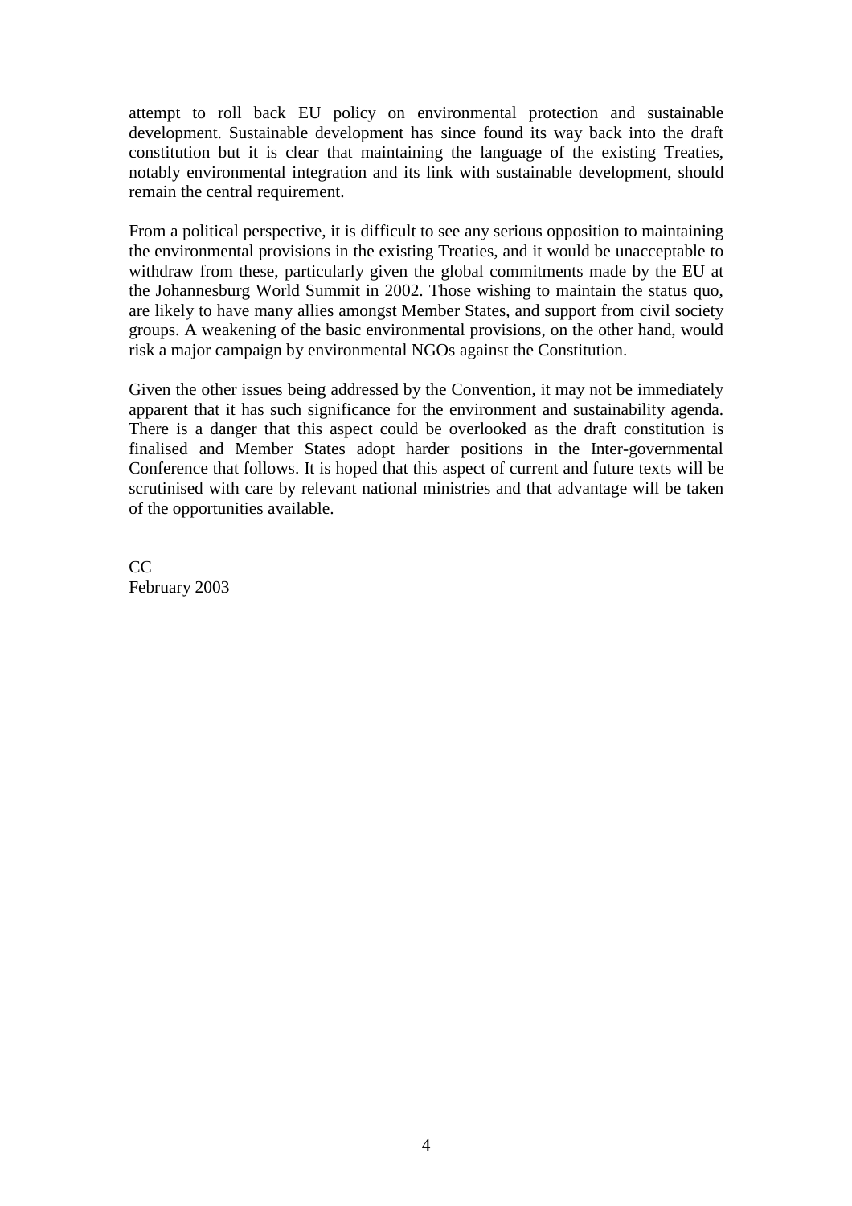attempt to roll back EU policy on environmental protection and sustainable development. Sustainable development has since found its way back into the draft constitution but it is clear that maintaining the language of the existing Treaties, notably environmental integration and its link with sustainable development, should remain the central requirement.

From a political perspective, it is difficult to see any serious opposition to maintaining the environmental provisions in the existing Treaties, and it would be unacceptable to withdraw from these, particularly given the global commitments made by the EU at the Johannesburg World Summit in 2002. Those wishing to maintain the status quo, are likely to have many allies amongst Member States, and support from civil society groups. A weakening of the basic environmental provisions, on the other hand, would risk a major campaign by environmental NGOs against the Constitution.

Given the other issues being addressed by the Convention, it may not be immediately apparent that it has such significance for the environment and sustainability agenda. There is a danger that this aspect could be overlooked as the draft constitution is finalised and Member States adopt harder positions in the Inter-governmental Conference that follows. It is hoped that this aspect of current and future texts will be scrutinised with care by relevant national ministries and that advantage will be taken of the opportunities available.

CC
February 2003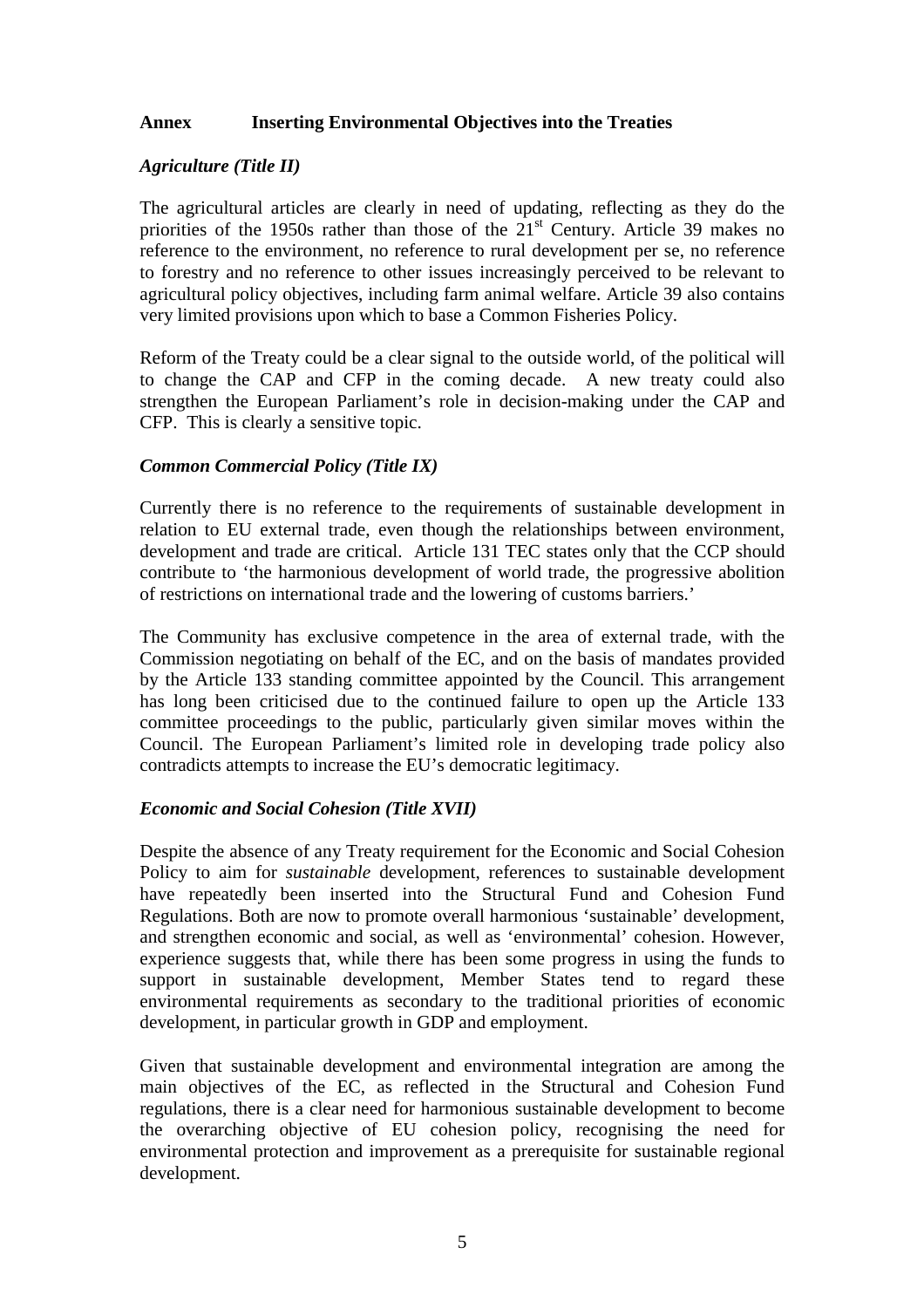**Annex Inserting Environmental Objectives into the Treaties**

***Agriculture (Title II)***

The agricultural articles are clearly in need of updating, reflecting as they do the priorities of the 1950s rather than those of the 21st Century. Article 39 makes no reference to the environment, no reference to rural development per se, no reference to forestry and no reference to other issues increasingly perceived to be relevant to agricultural policy objectives, including farm animal welfare. Article 39 also contains very limited provisions upon which to base a Common Fisheries Policy.

Reform of the Treaty could be a clear signal to the outside world, of the political will to change the CAP and CFP in the coming decade. A new treaty could also strengthen the European Parliament's role in decision-making under the CAP and CFP. This is clearly a sensitive topic.

***Common Commercial Policy (Title IX)***

Currently there is no reference to the requirements of sustainable development in relation to EU external trade, even though the relationships between environment, development and trade are critical. Article 131 TEC states only that the CCP should contribute to 'the harmonious development of world trade, the progressive abolition of restrictions on international trade and the lowering of customs barriers.'

The Community has exclusive competence in the area of external trade, with the Commission negotiating on behalf of the EC, and on the basis of mandates provided by the Article 133 standing committee appointed by the Council. This arrangement has long been criticised due to the continued failure to open up the Article 133 committee proceedings to the public, particularly given similar moves within the Council. The European Parliament's limited role in developing trade policy also contradicts attempts to increase the EU's democratic legitimacy.

***Economic and Social Cohesion (Title XVII)***

Despite the absence of any Treaty requirement for the Economic and Social Cohesion Policy to aim for *sustainable* development, references to sustainable development have repeatedly been inserted into the Structural Fund and Cohesion Fund Regulations. Both are now to promote overall harmonious 'sustainable' development, and strengthen economic and social, as well as 'environmental' cohesion. However, experience suggests that, while there has been some progress in using the funds to support in sustainable development, Member States tend to regard these environmental requirements as secondary to the traditional priorities of economic development, in particular growth in GDP and employment.

Given that sustainable development and environmental integration are among the main objectives of the EC, as reflected in the Structural and Cohesion Fund regulations, there is a clear need for harmonious sustainable development to become the overarching objective of EU cohesion policy, recognising the need for environmental protection and improvement as a prerequisite for sustainable regional development.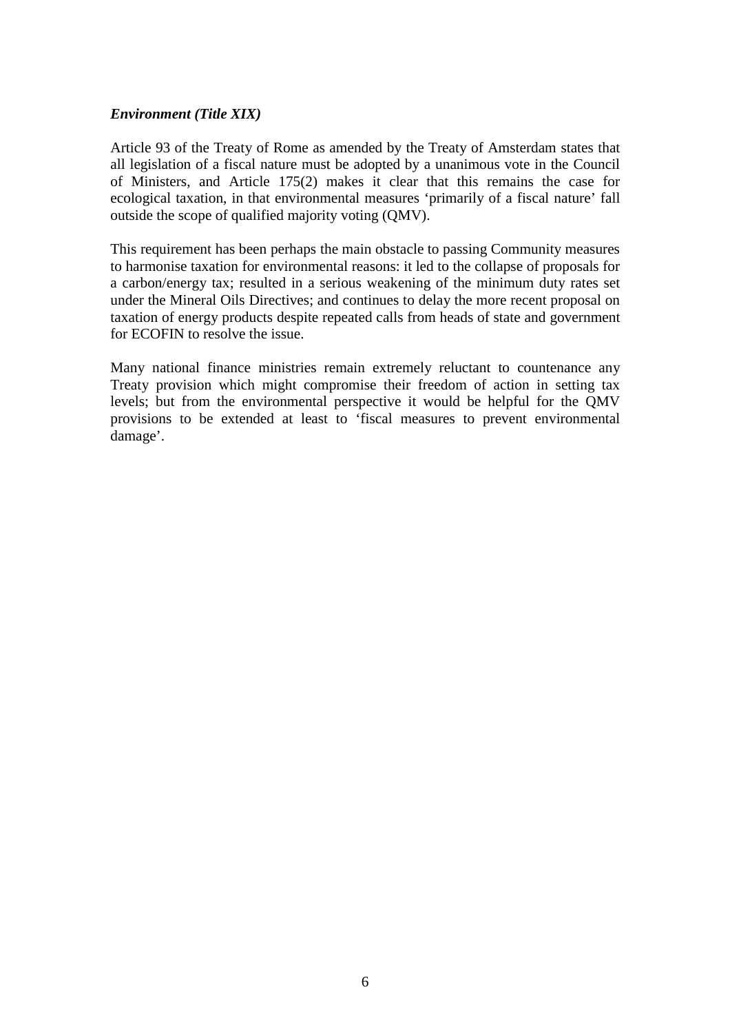***Environment (Title XIX)***

Article 93 of the Treaty of Rome as amended by the Treaty of Amsterdam states that all legislation of a fiscal nature must be adopted by a unanimous vote in the Council of Ministers, and Article 175(2) makes it clear that this remains the case for ecological taxation, in that environmental measures 'primarily of a fiscal nature' fall outside the scope of qualified majority voting (QMV).

This requirement has been perhaps the main obstacle to passing Community measures to harmonise taxation for environmental reasons: it led to the collapse of proposals for a carbon/energy tax; resulted in a serious weakening of the minimum duty rates set under the Mineral Oils Directives; and continues to delay the more recent proposal on taxation of energy products despite repeated calls from heads of state and government for ECOFIN to resolve the issue.

Many national finance ministries remain extremely reluctant to countenance any Treaty provision which might compromise their freedom of action in setting tax levels; but from the environmental perspective it would be helpful for the QMV provisions to be extended at least to 'fiscal measures to prevent environmental damage'.